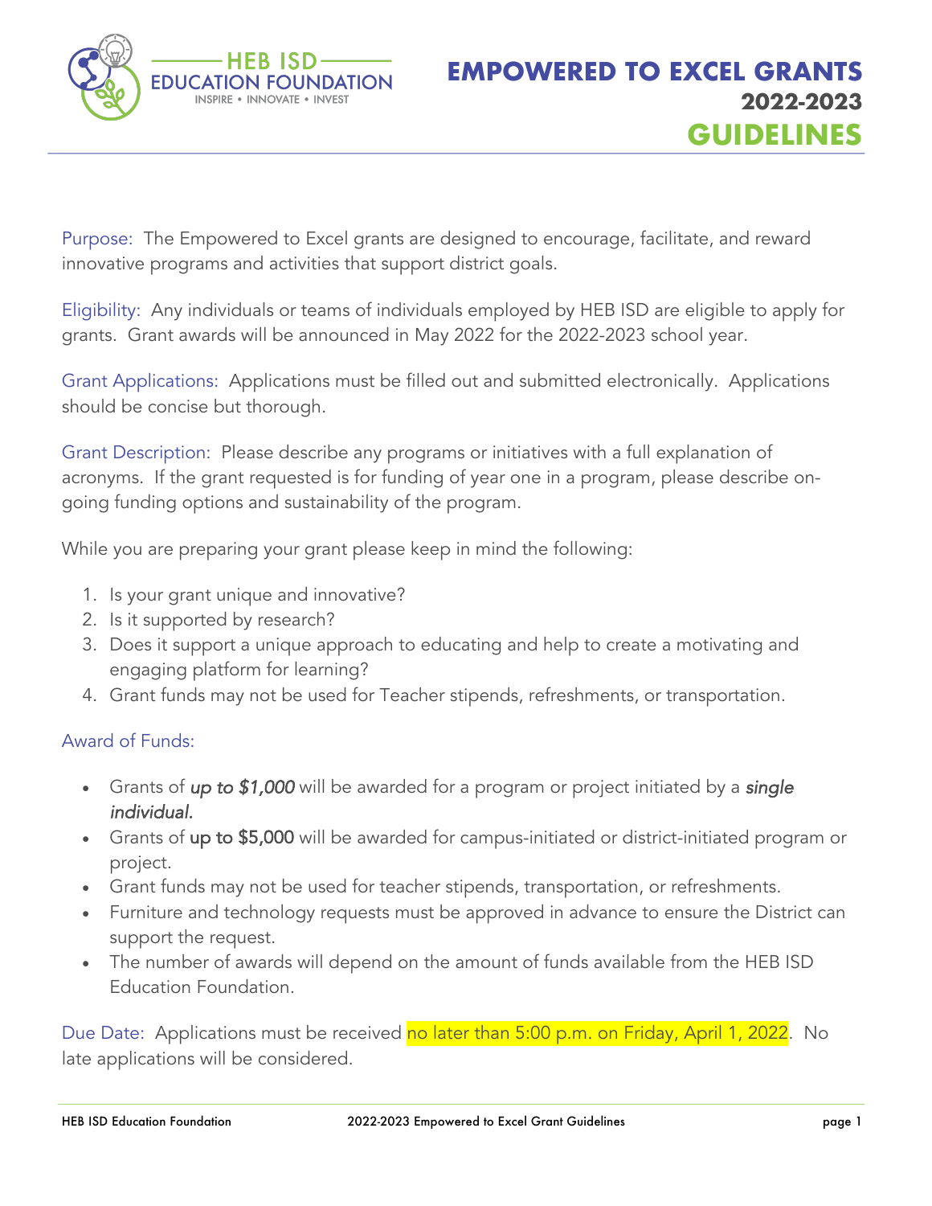HEB ISD EDUCATION FOUNDATION
INSPIRE • INNOVATE • INVEST

# EMPOWERED TO EXCEL GRANTS
## 2022-2023
## GUIDELINES

Purpose: The Empowered to Excel grants are designed to encourage, facilitate, and reward innovative programs and activities that support district goals.

Eligibility: Any individuals or teams of individuals employed by HEB ISD are eligible to apply for grants. Grant awards will be announced in May 2022 for the 2022-2023 school year.

Grant Applications: Applications must be filled out and submitted electronically. Applications should be concise but thorough.

Grant Description: Please describe any programs or initiatives with a full explanation of acronyms. If the grant requested is for funding of year one in a program, please describe on-going funding options and sustainability of the program.

While you are preparing your grant please keep in mind the following:

1. Is your grant unique and innovative?
2. Is it supported by research?
3. Does it support a unique approach to educating and help to create a motivating and engaging platform for learning?
4. Grant funds may not be used for Teacher stipends, refreshments, or transportation.

Award of Funds:

- Grants of *up to $1,000* will be awarded for a program or project initiated by a *single individual.*
- Grants of up to $5,000 will be awarded for campus-initiated or district-initiated program or project.
- Grant funds may not be used for teacher stipends, transportation, or refreshments.
- Furniture and technology requests must be approved in advance to ensure the District can support the request.
- The number of awards will depend on the amount of funds available from the HEB ISD Education Foundation.

Due Date: Applications must be received no later than 5:00 p.m. on Friday, April 1, 2022. No late applications will be considered.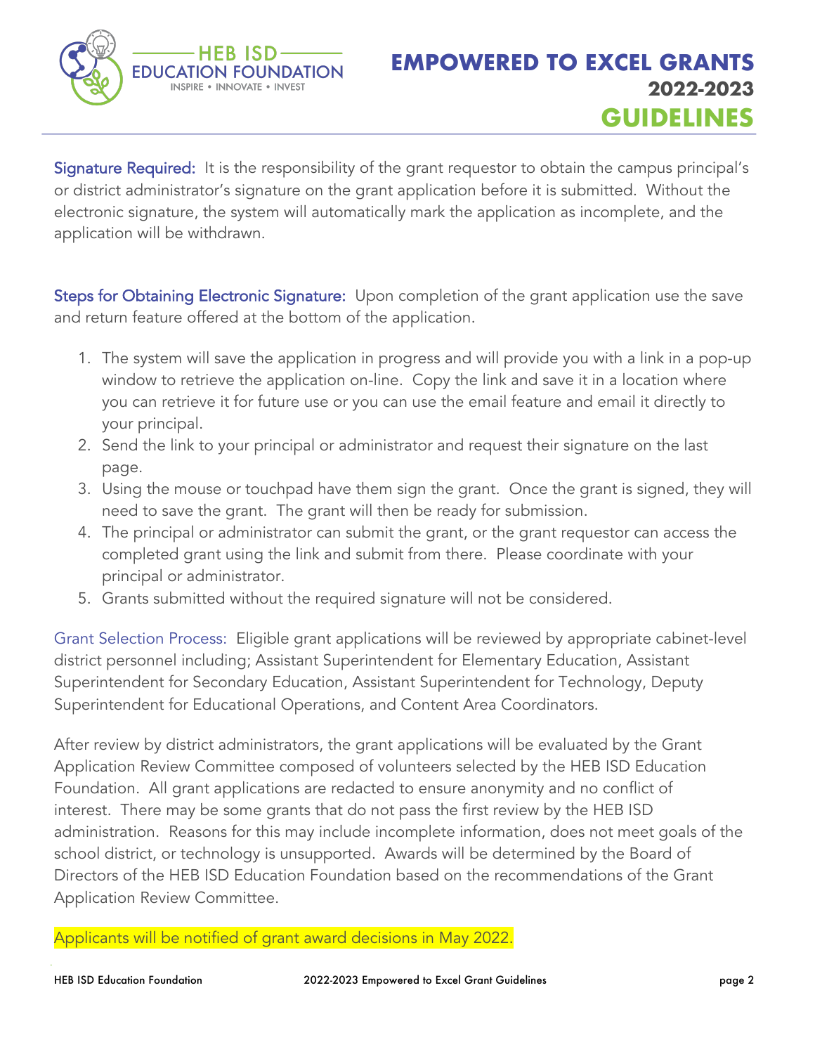**Signature Required:** It is the responsibility of the grant requestor to obtain the campus principal's or district administrator's signature on the grant application before it is submitted. Without the electronic signature, the system will automatically mark the application as incomplete, and the application will be withdrawn.

**Steps for Obtaining Electronic Signature:** Upon completion of the grant application use the save and return feature offered at the bottom of the application.

1. The system will save the application in progress and will provide you with a link in a pop-up window to retrieve the application on-line. Copy the link and save it in a location where you can retrieve it for future use or you can use the email feature and email it directly to your principal.
2. Send the link to your principal or administrator and request their signature on the last page.
3. Using the mouse or touchpad have them sign the grant. Once the grant is signed, they will need to save the grant. The grant will then be ready for submission.
4. The principal or administrator can submit the grant, or the grant requestor can access the completed grant using the link and submit from there. Please coordinate with your principal or administrator.
5. Grants submitted without the required signature will not be considered.

**Grant Selection Process:** Eligible grant applications will be reviewed by appropriate cabinet-level district personnel including; Assistant Superintendent for Elementary Education, Assistant Superintendent for Secondary Education, Assistant Superintendent for Technology, Deputy Superintendent for Educational Operations, and Content Area Coordinators.

After review by district administrators, the grant applications will be evaluated by the Grant Application Review Committee composed of volunteers selected by the HEB ISD Education Foundation. All grant applications are redacted to ensure anonymity and no conflict of interest. There may be some grants that do not pass the first review by the HEB ISD administration. Reasons for this may include incomplete information, does not meet goals of the school district, or technology is unsupported. Awards will be determined by the Board of Directors of the HEB ISD Education Foundation based on the recommendations of the Grant Application Review Committee.

Applicants will be notified of grant award decisions in May 2022.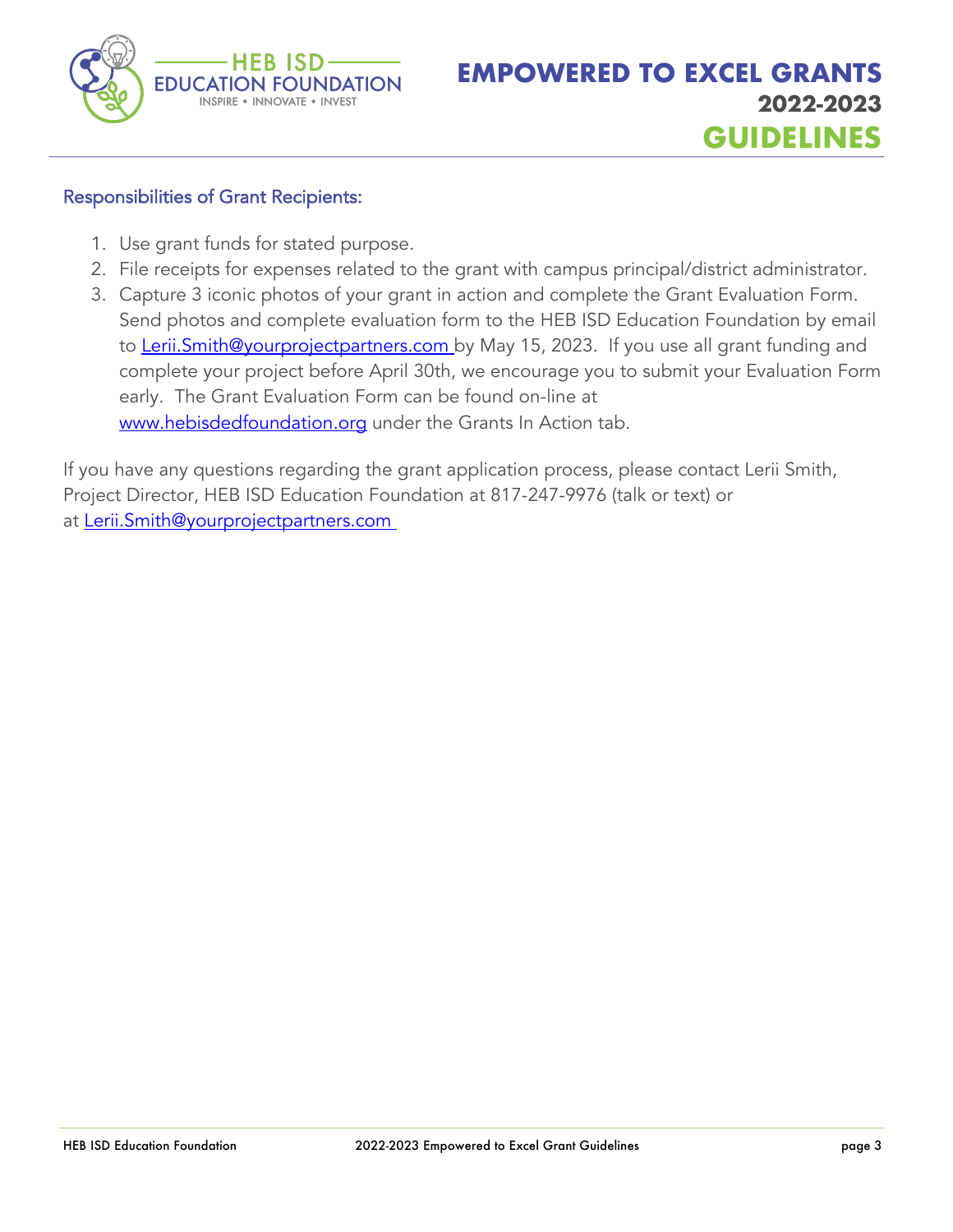## Responsibilities of Grant Recipients:

1. Use grant funds for stated purpose.
2. File receipts for expenses related to the grant with campus principal/district administrator.
3. Capture 3 iconic photos of your grant in action and complete the Grant Evaluation Form. Send photos and complete evaluation form to the HEB ISD Education Foundation by email to Lerii.Smith@yourprojectpartners.com by May 15, 2023. If you use all grant funding and complete your project before April 30th, we encourage you to submit your Evaluation Form early. The Grant Evaluation Form can be found on-line at www.hebisdedfoundation.org under the Grants In Action tab.

If you have any questions regarding the grant application process, please contact Lerii Smith, Project Director, HEB ISD Education Foundation at 817-247-9976 (talk or text) or at Lerii.Smith@yourprojectpartners.com